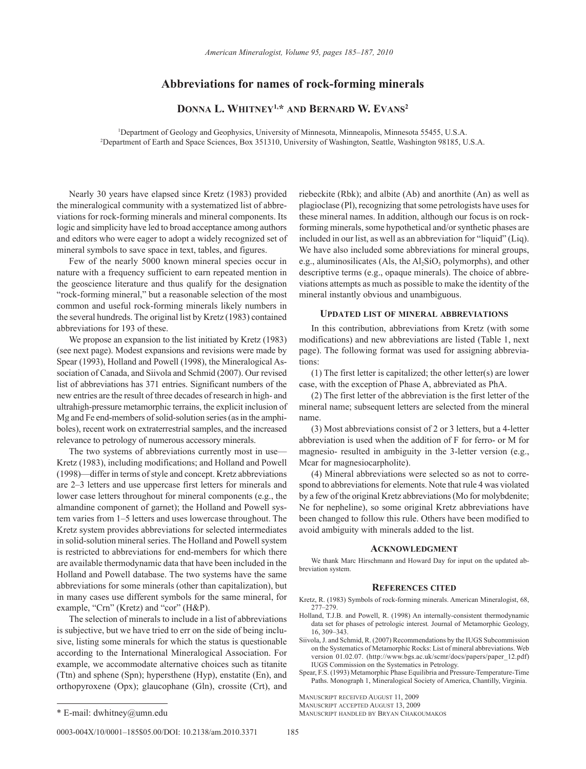# Abbreviations for names of rock-forming minerals

**Donna L. Whitney[1,*] and Bernard W. Evans[2]**

[1]Department of Geology and Geophysics, University of Minnesota, Minneapolis, Minnesota 55455, U.S.A.
[2]Department of Earth and Space Sciences, Box 351310, University of Washington, Seattle, Washington 98185, U.S.A.

Nearly 30 years have elapsed since Kretz (1983) provided the mineralogical community with a systematized list of abbreviations for rock-forming minerals and mineral components. Its logic and simplicity have led to broad acceptance among authors and editors who were eager to adopt a widely recognized set of mineral symbols to save space in text, tables, and figures.

Few of the nearly 5000 known mineral species occur in nature with a frequency sufficient to earn repeated mention in the geoscience literature and thus qualify for the designation "rock-forming mineral," but a reasonable selection of the most common and useful rock-forming minerals likely numbers in the several hundreds. The original list by Kretz (1983) contained abbreviations for 193 of these.

We propose an expansion to the list initiated by Kretz (1983) (see next page). Modest expansions and revisions were made by Spear (1993), Holland and Powell (1998), the Mineralogical Association of Canada, and Siivola and Schmid (2007). Our revised list of abbreviations has 371 entries. Significant numbers of the new entries are the result of three decades of research in high- and ultrahigh-pressure metamorphic terrains, the explicit inclusion of Mg and Fe end-members of solid-solution series (as in the amphiboles), recent work on extraterrestrial samples, and the increased relevance to petrology of numerous accessory minerals.

The two systems of abbreviations currently most in use—Kretz (1983), including modifications; and Holland and Powell (1998)—differ in terms of style and concept. Kretz abbreviations are 2–3 letters and use uppercase first letters for minerals and lower case letters throughout for mineral components (e.g., the almandine component of garnet); the Holland and Powell system varies from 1–5 letters and uses lowercase throughout. The Kretz system provides abbreviations for selected intermediates in solid-solution mineral series. The Holland and Powell system is restricted to abbreviations for end-members for which there are available thermodynamic data that have been included in the Holland and Powell database. The two systems have the same abbreviations for some minerals (other than capitalization), but in many cases use different symbols for the same mineral, for example, "Crn" (Kretz) and "cor" (H&P).

The selection of minerals to include in a list of abbreviations is subjective, but we have tried to err on the side of being inclusive, listing some minerals for which the status is questionable according to the International Mineralogical Association. For example, we accommodate alternative choices such as titanite (Ttn) and sphene (Spn); hypersthene (Hyp), enstatite (En), and orthopyroxene (Opx); glaucophane (Gln), crossite (Crt), and riebeckite (Rbk); and albite (Ab) and anorthite (An) as well as plagioclase (Pl), recognizing that some petrologists have uses for these mineral names. In addition, although our focus is on rock-forming minerals, some hypothetical and/or synthetic phases are included in our list, as well as an abbreviation for "liquid" (Liq). We have also included some abbreviations for mineral groups, e.g., aluminosilicates (Als, the $Al_2SiO_5$ polymorphs), and other descriptive terms (e.g., opaque minerals). The choice of abbreviations attempts as much as possible to make the identity of the mineral instantly obvious and unambiguous.

## Updated list of mineral abbreviations

In this contribution, abbreviations from Kretz (with some modifications) and new abbreviations are listed (Table 1, next page). The following format was used for assigning abbreviations:

(1) The first letter is capitalized; the other letter(s) are lower case, with the exception of Phase A, abbreviated as PhA.

(2) The first letter of the abbreviation is the first letter of the mineral name; subsequent letters are selected from the mineral name.

(3) Most abbreviations consist of 2 or 3 letters, but a 4-letter abbreviation is used when the addition of F for ferro- or M for magnesio- resulted in ambiguity in the 3-letter version (e.g., Mcar for magnesiocarpholite).

(4) Mineral abbreviations were selected so as not to correspond to abbreviations for elements. Note that rule 4 was violated by a few of the original Kretz abbreviations (Mo for molybdenite; Ne for nepheline), so some original Kretz abbreviations have been changed to follow this rule. Others have been modified to avoid ambiguity with minerals added to the list.

## Acknowledgment

We thank Marc Hirschmann and Howard Day for input on the updated abbreviation system.

## References cited

Kretz, R. (1983) Symbols of rock-forming minerals. American Mineralogist, 68, 277–279.

Holland, T.J.B. and Powell, R. (1998) An internally-consistent thermodynamic data set for phases of petrologic interest. Journal of Metamorphic Geology, 16, 309–343.

Siivola, J. and Schmid, R. (2007) Recommendations by the IUGS Subcommission on the Systematics of Metamorphic Rocks: List of mineral abbreviations. Web version 01.02.07. (http://www.bgs.ac.uk/scmr/docs/papers/paper_12.pdf) IUGS Commission on the Systematics in Petrology.

Spear, F.S. (1993) Metamorphic Phase Equilibria and Pressure-Temperature-Time Paths. Monograph 1, Mineralogical Society of America, Chantilly, Virginia.

Manuscript received August 11, 2009
Manuscript accepted August 13, 2009
Manuscript handled by Bryan Chakoumakos

* E-mail: dwhitney@umn.edu

0003-004X/10/0001–185$05.00/DOI: 10.2138/am.2010.3371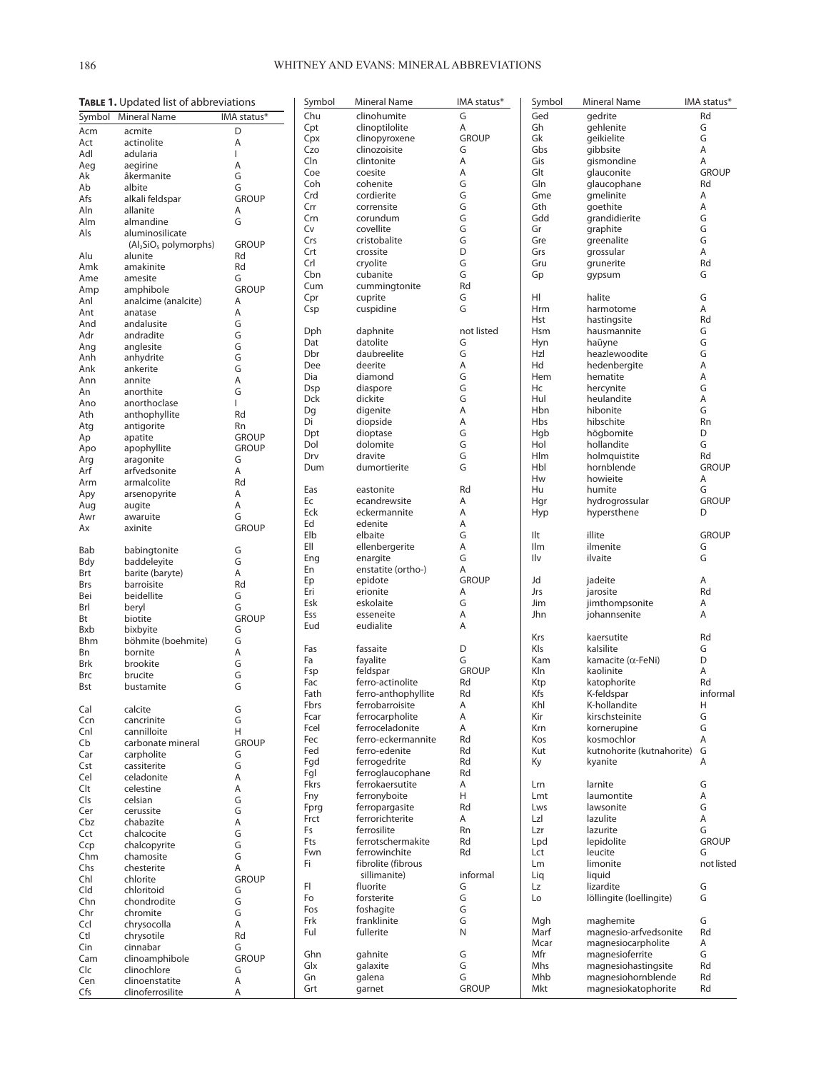**Table 1.** Updated list of abbreviations

| Symbol | Mineral Name | IMA status* |
|---|---|---|
| Acm | acmite | D |
| Act | actinolite | A |
| Adl | adularia | I |
| Aeg | aegirine | A |
| Ak | åkermanite | G |
| Ab | albite | G |
| Afs | alkali feldspar | GROUP |
| Aln | allanite | A |
| Alm | almandine | G |
| Als | aluminosilicate ($Al_2SiO_5$ polymorphs) | GROUP |
| Alu | alunite | Rd |
| Amk | amakinite | Rd |
| Ame | amesite | G |
| Amp | amphibole | GROUP |
| Anl | analcime (analcite) | A |
| Ant | anatase | A |
| And | andalusite | G |
| Adr | andradite | G |
| Ang | anglesite | G |
| Anh | anhydrite | G |
| Ank | ankerite | G |
| Ann | annite | A |
| An | anorthite | G |
| Ano | anorthoclase | I |
| Ath | anthophyllite | Rd |
| Atg | antigorite | Rn |
| Ap | apatite | GROUP |
| Apo | apophyllite | GROUP |
| Arg | aragonite | G |
| Arf | arfvedsonite | A |
| Arm | armalcolite | Rd |
| Apy | arsenopyrite | A |
| Aug | augite | A |
| Awr | awaruite | G |
| Ax | axinite | GROUP |
| Bab | babingtonite | G |
| Bdy | baddeleyite | G |
| Brt | barite (baryte) | A |
| Brs | barroisite | Rd |
| Bei | beidellite | G |
| Brl | beryl | G |
| Bt | biotite | GROUP |
| Bxb | bixbyite | G |
| Bhm | böhmite (boehmite) | G |
| Bn | bornite | A |
| Brk | brookite | G |
| Brc | brucite | G |
| Bst | bustamite | G |
| Cal | calcite | G |
| Ccn | cancrinite | G |
| Cnl | cannilloite | H |
| Cb | carbonate mineral | GROUP |
| Car | carpholite | G |
| Cst | cassiterite | G |
| Cel | celadonite | A |
| Clt | celestine | A |
| Cls | celsian | G |
| Cer | cerussite | G |
| Cbz | chabazite | A |
| Cct | chalcocite | G |
| Ccp | chalcopyrite | G |
| Chm | chamosite | G |
| Chs | chesterite | A |
| Chl | chlorite | GROUP |
| Cld | chloritoid | G |
| Chn | chondrodite | G |
| Chr | chromite | G |
| Ccl | chrysocolla | A |
| Ctl | chrysotile | Rd |
| Cin | cinnabar | G |
| Cam | clinoamphibole | GROUP |
| Clc | clinochlore | G |
| Cen | clinoenstatite | A |
| Cfs | clinoferrosilite | A |
| Chu | clinohumite | G |
| Cpt | clinoptilolite | A |
| Cpx | clinopyroxene | GROUP |
| Czo | clinozoisite | G |
| Cln | clintonite | A |
| Coe | coesite | A |
| Coh | cohenite | G |
| Crd | cordierite | G |
| Crr | corrensite | G |
| Crn | corundum | G |
| Cv | covellite | G |
| Crs | cristobalite | G |
| Crt | crossite | D |
| Crl | cryolite | G |
| Cbn | cubanite | G |
| Cum | cummingtonite | Rd |
| Cpr | cuprite | G |
| Csp | cuspidine | G |
| Dph | daphnite | not listed |
| Dat | datolite | G |
| Dbr | daubreelite | G |
| Dee | deerite | A |
| Dia | diamond | G |
| Dsp | diaspore | G |
| Dck | dickite | G |
| Dg | digenite | A |
| Di | diopside | A |
| Dpt | dioptase | G |
| Dol | dolomite | G |
| Drv | dravite | G |
| Dum | dumortierite | G |
| Eas | eastonite | Rd |
| Ec | ecandrewsite | A |
| Eck | eckermannite | A |
| Ed | edenite | A |
| Elb | elbaite | G |
| Ell | ellenbergerite | A |
| Eng | enargite | G |
| En | enstatite (ortho-) | A |
| Ep | epidote | GROUP |
| Eri | erionite | A |
| Esk | eskolaite | G |
| Ess | esseneite | A |
| Eud | eudialite | A |
| Fas | fassaite | D |
| Fa | fayalite | G |
| Fsp | feldspar | GROUP |
| Fac | ferro-actinolite | Rd |
| Fath | ferro-anthophyllite | Rd |
| Fbrs | ferrobarroisite | A |
| Fcar | ferrocarpholite | A |
| Fcel | ferroceladonite | A |
| Fec | ferro-eckermannite | Rd |
| Fed | ferro-edenite | Rd |
| Fgd | ferrogedrite | Rd |
| Fgl | ferroglaucophane | Rd |
| Fkrs | ferrokaersutite | A |
| Fny | ferronyboite | H |
| Fprg | ferropargasite | Rd |
| Frct | ferrorichterite | A |
| Fs | ferrosilite | Rn |
| Fts | ferrotschermakite | Rd |
| Fwn | ferrowinchite | Rd |
| Fi | fibrolite (fibrous sillimanite) | informal |
| Fl | fluorite | G |
| Fo | forsterite | G |
| Fos | foshagite | G |
| Frk | franklinite | G |
| Ful | fullerite | N |
| Ghn | gahnite | G |
| Glx | galaxite | G |
| Gn | galena | G |
| Grt | garnet | GROUP |
| Ged | gedrite | Rd |
| Gh | gehlenite | G |
| Gk | geikielite | G |
| Gbs | gibbsite | A |
| Gis | gismondine | A |
| Glt | glauconite | GROUP |
| Gln | glaucophane | Rd |
| Gme | gmelinite | A |
| Gth | goethite | A |
| Gdd | grandidierite | G |
| Gr | graphite | G |
| Gre | greenalite | G |
| Grs | grossular | A |
| Gru | grunerite | Rd |
| Gp | gypsum | G |
| Hl | halite | G |
| Hrm | harmotome | A |
| Hst | hastingsite | Rd |
| Hsm | hausmannite | G |
| Hyn | haüyne | G |
| Hzl | heazlewoodite | G |
| Hd | hedenbergite | A |
| Hem | hematite | A |
| Hc | hercynite | G |
| Hul | heulandite | A |
| Hbn | hibonite | G |
| Hbs | hibschite | Rn |
| Hgb | högbomite | D |
| Hol | hollandite | G |
| Hlm | holmquistite | Rd |
| Hbl | hornblende | GROUP |
| Hw | howieite | A |
| Hu | humite | G |
| Hgr | hydrogrossular | GROUP |
| Hyp | hypersthene | D |
| Ilt | illite | GROUP |
| Ilm | ilmenite | G |
| Ilv | ilvaite | G |
| Jd | jadeite | A |
| Jrs | jarosite | Rd |
| Jim | jimthompsonite | A |
| Jhn | johannsenite | A |
| Krs | kaersutite | Rd |
| Kls | kalsilite | G |
| Kam | kamacite ($\alpha$-FeNi) | D |
| Kln | kaolinite | A |
| Ktp | katophorite | Rd |
| Kfs | K-feldspar | informal |
| Khl | K-hollandite | H |
| Kir | kirschsteinite | G |
| Krn | kornerupine | G |
| Kos | kosmochlor | A |
| Kut | kutnohorite (kutnahorite) | G |
| Ky | kyanite | A |
| Lrn | larnite | G |
| Lmt | laumontite | A |
| Lws | lawsonite | G |
| Lzl | lazulite | A |
| Lzr | lazurite | G |
| Lpd | lepidolite | GROUP |
| Lct | leucite | G |
| Lm | limonite | not listed |
| Liq | liquid | |
| Lz | lizardite | G |
| Lo | löllingite (loellingite) | G |
| Mgh | maghemite | G |
| Marf | magnesio-arfvedsonite | Rd |
| Mcar | magnesiocarpholite | A |
| Mfr | magnesioferrite | G |
| Mhs | magnesiohastingsite | Rd |
| Mhb | magnesiohornblende | Rd |
| Mkt | magnesiokatophorite | Rd |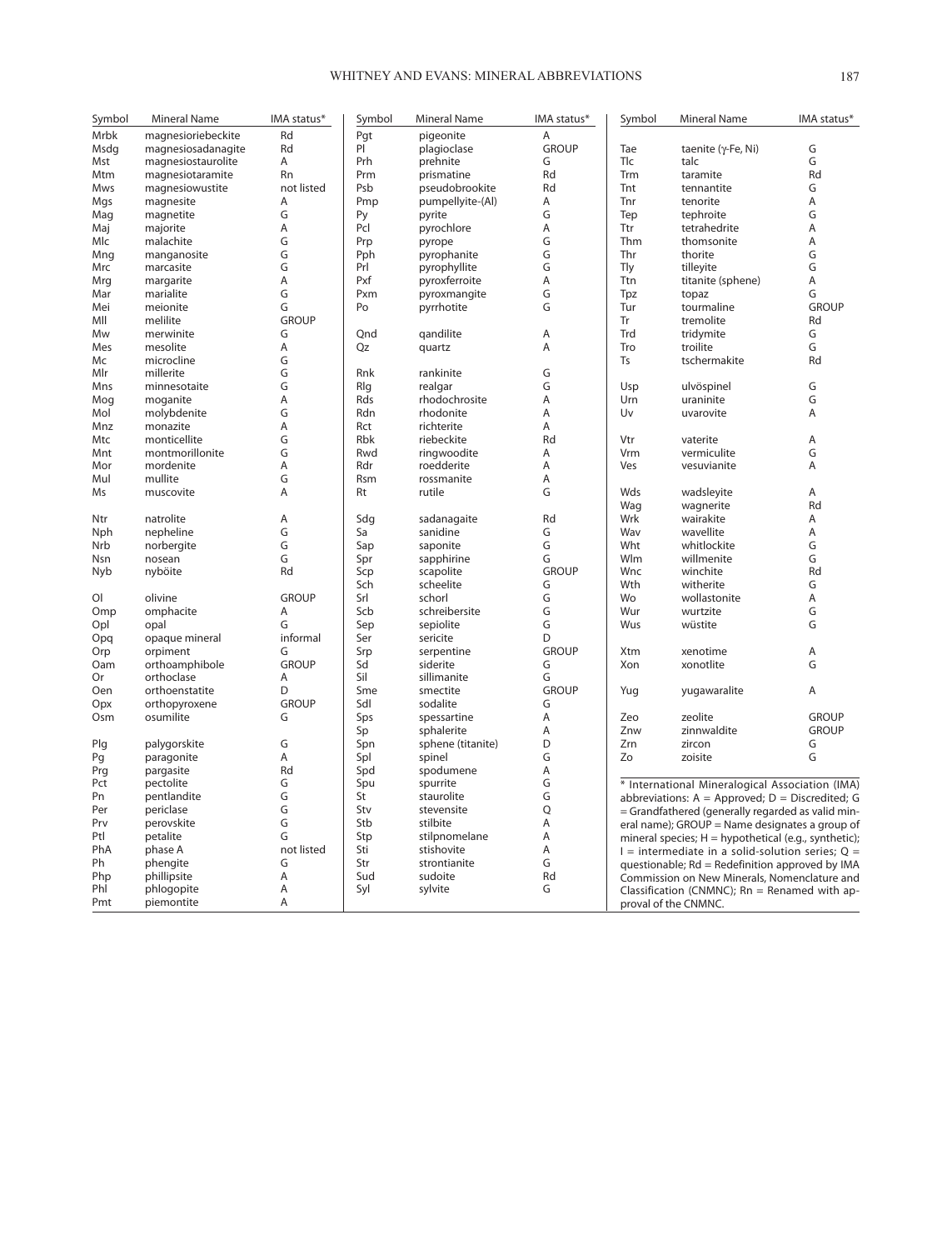| Symbol | Mineral Name | IMA status* |
|---|---|---|
| Mrbk | magnesioriebeckite | Rd |
| Msdg | magnesiosadanagite | Rd |
| Mst | magnesiostaurolite | A |
| Mtm | magnesiotaramite | Rn |
| Mws | magnesiowustite | not listed |
| Mgs | magnesite | A |
| Mag | magnetite | G |
| Maj | majorite | A |
| Mlc | malachite | G |
| Mng | manganosite | G |
| Mrc | marcasite | G |
| Mrg | margarite | A |
| Mar | marialite | G |
| Mei | meionite | G |
| Mll | melilite | GROUP |
| Mw | merwinite | G |
| Mes | mesolite | A |
| Mc | microcline | G |
| Mlr | millerite | G |
| Mns | minnesotaite | G |
| Mog | moganite | A |
| Mol | molybdenite | G |
| Mnz | monazite | A |
| Mtc | monticellite | G |
| Mnt | montmorillonite | G |
| Mor | mordenite | A |
| Mul | mullite | G |
| Ms | muscovite | A |
| Ntr | natrolite | A |
| Nph | nepheline | G |
| Nrb | norbergite | G |
| Nsn | nosean | G |
| Nyb | nyböite | Rd |
| Ol | olivine | GROUP |
| Omp | omphacite | A |
| Opl | opal | G |
| Opq | opaque mineral | informal |
| Orp | orpiment | G |
| Oam | orthoamphibole | GROUP |
| Or | orthoclase | A |
| Oen | orthoenstatite | D |
| Opx | orthopyroxene | GROUP |
| Osm | osumilite | G |
| Plg | palygorskite | G |
| Pg | paragonite | A |
| Prg | pargasite | Rd |
| Pct | pectolite | G |
| Pn | pentlandite | G |
| Per | periclase | G |
| Prv | perovskite | G |
| Ptl | petalite | G |
| PhA | phase A | not listed |
| Ph | phengite | G |
| Php | phillipsite | A |
| Phl | phlogopite | A |
| Pmt | piemontite | A |
| Pgt | pigeonite | A |
| Pl | plagioclase | GROUP |
| Prh | prehnite | G |
| Prm | prismatine | Rd |
| Psb | pseudobrookite | Rd |
| Pmp | pumpellyite-(Al) | A |
| Py | pyrite | G |
| Pcl | pyrochlore | A |
| Prp | pyrope | G |
| Pph | pyrophanite | G |
| Prl | pyrophyllite | G |
| Pxf | pyroxferroite | A |
| Pxm | pyroxmangite | G |
| Po | pyrrhotite | G |
| Qnd | qandilite | A |
| Qz | quartz | A |
| Rnk | rankinite | G |
| Rlg | realgar | G |
| Rds | rhodochrosite | A |
| Rdn | rhodonite | A |
| Rct | richterite | A |
| Rbk | riebeckite | Rd |
| Rwd | ringwoodite | A |
| Rdr | roedderite | A |
| Rsm | rossmanite | A |
| Rt | rutile | G |
| Sdg | sadanagaite | Rd |
| Sa | sanidine | G |
| Sap | saponite | G |
| Spr | sapphirine | G |
| Scp | scapolite | GROUP |
| Sch | scheelite | G |
| Srl | schorl | G |
| Scb | schreibersite | G |
| Sep | sepiolite | G |
| Ser | sericite | D |
| Srp | serpentine | GROUP |
| Sd | siderite | G |
| Sil | sillimanite | G |
| Sme | smectite | GROUP |
| Sdl | sodalite | G |
| Sps | spessartine | A |
| Sp | sphalerite | A |
| Spn | sphene (titanite) | D |
| Spl | spinel | G |
| Spd | spodumene | A |
| Spu | spurrite | G |
| St | staurolite | G |
| Stv | stevensite | Q |
| Stb | stilbite | A |
| Stp | stilpnomelane | A |
| Sti | stishovite | A |
| Str | strontianite | G |
| Sud | sudoite | Rd |
| Syl | sylvite | G |
| Tae | taenite (γ-Fe, Ni) | G |
| Tlc | talc | G |
| Trm | taramite | Rd |
| Tnt | tennantite | G |
| Tnr | tenorite | A |
| Tep | tephroite | G |
| Ttr | tetrahedrite | A |
| Thm | thomsonite | A |
| Thr | thorite | G |
| Tly | tilleyite | G |
| Ttn | titanite (sphene) | A |
| Tpz | topaz | G |
| Tur | tourmaline | GROUP |
| Tr | tremolite | Rd |
| Trd | tridymite | G |
| Tro | troilite | G |
| Ts | tschermakite | Rd |
| Usp | ulvöspinel | G |
| Urn | uraninite | G |
| Uv | uvarovite | A |
| Vtr | vaterite | A |
| Vrm | vermiculite | G |
| Ves | vesuvianite | A |
| Wds | wadsleyite | A |
| Wag | wagnerite | Rd |
| Wrk | wairakite | A |
| Wav | wavellite | A |
| Wht | whitlockite | G |
| Wlm | willmenite | G |
| Wnc | winchite | Rd |
| Wth | witherite | G |
| Wo | wollastonite | A |
| Wur | wurtzite | G |
| Wus | wüstite | G |
| Xtm | xenotime | A |
| Xon | xonotlite | G |
| Yug | yugawaralite | A |
| Zeo | zeolite | GROUP |
| Znw | zinnwaldite | GROUP |
| Zrn | zircon | G |
| Zo | zoisite | G |

* International Mineralogical Association (IMA) abbreviations: A = Approved; D = Discredited; G = Grandfathered (generally regarded as valid mineral name); GROUP = Name designates a group of mineral species; H = hypothetical (e.g., synthetic); I = intermediate in a solid-solution series; Q = questionable; Rd = Redefinition approved by IMA Commission on New Minerals, Nomenclature and Classification (CNMNC); Rn = Renamed with approval of the CNMNC.